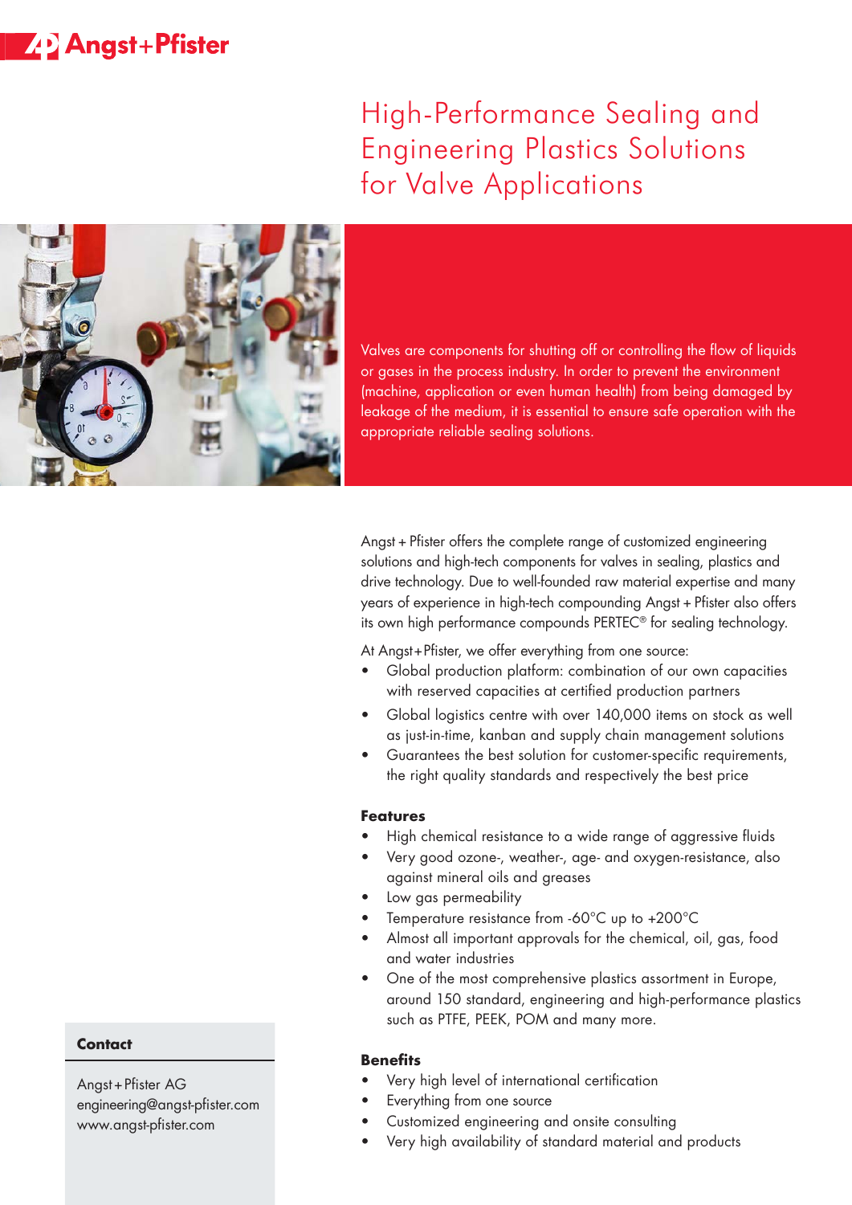Angst+Pfister

# High-Performance Sealing and Engineering Plastics Solutions for Valve Applications

Valves are components for shutting off or controlling the flow of liquids or gases in the process industry. In order to prevent the environment (machine, application or even human health) from being damaged by leakage of the medium, it is essential to ensure safe operation with the appropriate reliable sealing solutions.

Angst + Pfister offers the complete range of customized engineering solutions and high-tech components for valves in sealing, plastics and drive technology. Due to well-founded raw material expertise and many years of experience in high-tech compounding Angst + Pfister also offers its own high performance compounds PERTEC® for sealing technology.

At Angst+Pfister, we offer everything from one source:

- Global production platform: combination of our own capacities with reserved capacities at certified production partners
- Global logistics centre with over 140,000 items on stock as well as just-in-time, kanban and supply chain management solutions
- Guarantees the best solution for customer-specific requirements, the right quality standards and respectively the best price

**Features**

- High chemical resistance to a wide range of aggressive fluids
- Very good ozone-, weather-, age- and oxygen-resistance, also against mineral oils and greases
- Low gas permeability
- Temperature resistance from -60°C up to +200°C
- Almost all important approvals for the chemical, oil, gas, food and water industries
- One of the most comprehensive plastics assortment in Europe, around 150 standard, engineering and high-performance plastics such as PTFE, PEEK, POM and many more.

**Benefits**

- Very high level of international certification
- Everything from one source
- Customized engineering and onsite consulting
- Very high availability of standard material and products

**Contact**

Angst+Pfister AG
engineering@angst-pfister.com
www.angst-pfister.com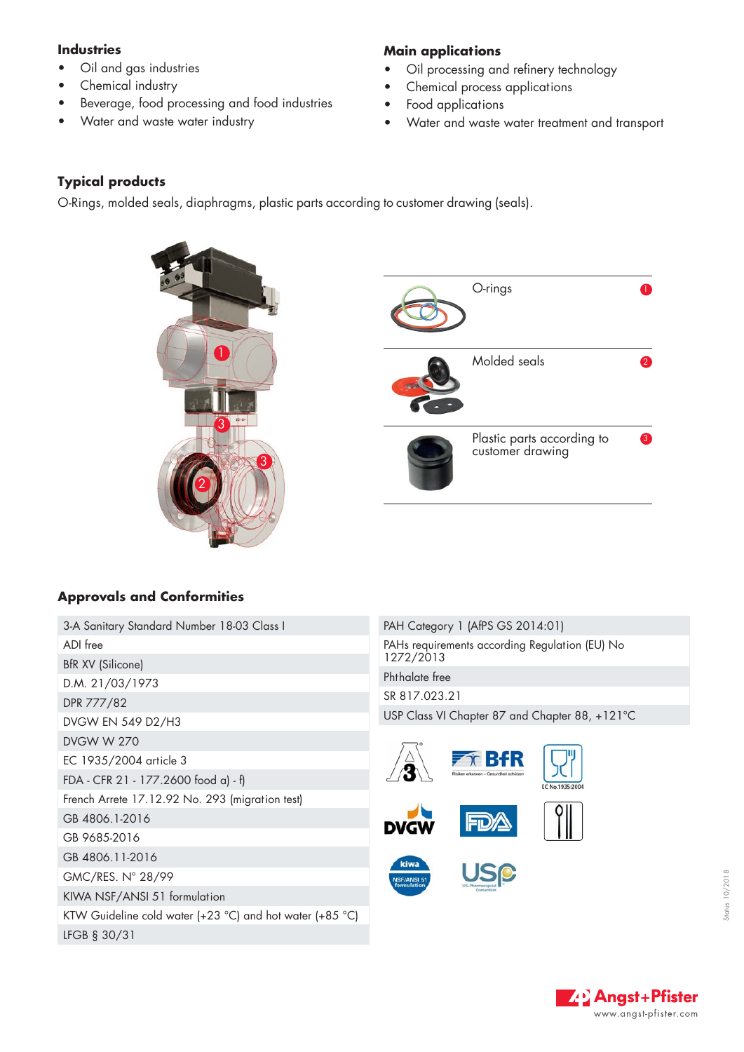## Industries

- Oil and gas industries
- Chemical industry
- Beverage, food processing and food industries
- Water and waste water industry

## Main applications

- Oil processing and refinery technology
- Chemical process applications
- Food applications
- Water and waste water treatment and transport

## Typical products

O-Rings, molded seals, diaphragms, plastic parts according to customer drawing (seals).

| | |
|---|---|
| O-rings | 1 |
| Molded seals | 2 |
| Plastic parts according to customer drawing | 3 |

## Approvals and Conformities

| | |
|---|---|
| 3-A Sanitary Standard Number 18-03 Class I | PAH Category 1 (AfPS GS 2014:01) |
| ADI free | PAHs requirements according Regulation (EU) No 1272/2013 |
| BfR XV (Silicone) | Phthalate free |
| D.M. 21/03/1973 | SR 817.023.21 |
| DPR 777/82 | USP Class VI Chapter 87 and Chapter 88, +121°C |
| DVGW EN 549 D2/H3 | |
| DVGW W 270 | |
| EC 1935/2004 article 3 | |
| FDA - CFR 21 - 177.2600 food a) - f) | |
| French Arrete 17.12.92 No. 293 (migration test) | |
| GB 4806.1-2016 | |
| GB 9685-2016 | |
| GB 4806.11-2016 | |
| GMC/RES. N° 28/99 | |
| KIWA NSF/ANSI 51 formulation | |
| KTW Guideline cold water (+23 °C) and hot water (+85 °C) | |
| LFGB § 30/31 | |

Status 10/2018

Angst+Pfister
www.angst-pfister.com